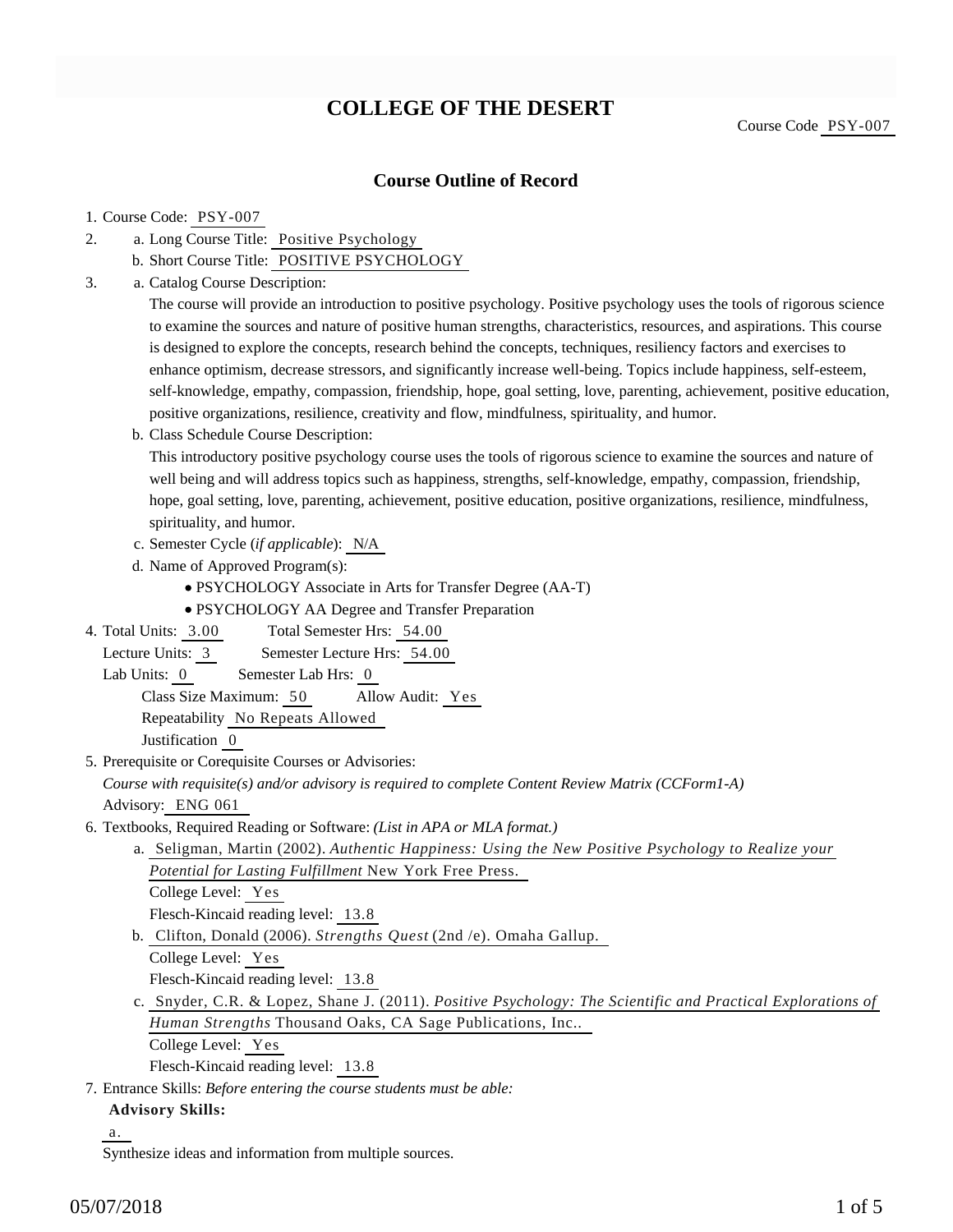# COLLEGE OF THE DESERT

Course Code PSY-007

## Course Outline of Record

1. Course Code: PSY-007
2. a. Long Course Title: Positive Psychology
   b. Short Course Title: POSITIVE PSYCHOLOGY
3. a. Catalog Course Description:

   The course will provide an introduction to positive psychology. Positive psychology uses the tools of rigorous science to examine the sources and nature of positive human strengths, characteristics, resources, and aspirations. This course is designed to explore the concepts, research behind the concepts, techniques, resiliency factors and exercises to enhance optimism, decrease stressors, and significantly increase well-being. Topics include happiness, self-esteem, self-knowledge, empathy, compassion, friendship, hope, goal setting, love, parenting, achievement, positive education, positive organizations, resilience, creativity and flow, mindfulness, spirituality, and humor.

   b. Class Schedule Course Description:

   This introductory positive psychology course uses the tools of rigorous science to examine the sources and nature of well being and will address topics such as happiness, strengths, self-knowledge, empathy, compassion, friendship, hope, goal setting, love, parenting, achievement, positive education, positive organizations, resilience, mindfulness, spirituality, and humor.

   c. Semester Cycle (*if applicable*): N/A

   d. Name of Approved Program(s):

   - PSYCHOLOGY Associate in Arts for Transfer Degree (AA-T)
   - PSYCHOLOGY AA Degree and Transfer Preparation

4. Total Units: 3.00 Total Semester Hrs: 54.00
   Lecture Units: 3 Semester Lecture Hrs: 54.00
   Lab Units: 0 Semester Lab Hrs: 0
   Class Size Maximum: 50 Allow Audit: Yes
   Repeatability No Repeats Allowed
   Justification 0
5. Prerequisite or Corequisite Courses or Advisories:
   *Course with requisite(s) and/or advisory is required to complete Content Review Matrix (CCForm1-A)*
   Advisory: ENG 061
6. Textbooks, Required Reading or Software: *(List in APA or MLA format.)*

   a. Seligman, Martin (2002). *Authentic Happiness: Using the New Positive Psychology to Realize your Potential for Lasting Fulfillment* New York Free Press.
   College Level: Yes
   Flesch-Kincaid reading level: 13.8

   b. Clifton, Donald (2006). *Strengths Quest* (2nd /e). Omaha Gallup.
   College Level: Yes
   Flesch-Kincaid reading level: 13.8

   c. Snyder, C.R. & Lopez, Shane J. (2011). *Positive Psychology: The Scientific and Practical Explorations of Human Strengths* Thousand Oaks, CA Sage Publications, Inc..
   College Level: Yes
   Flesch-Kincaid reading level: 13.8

7. Entrance Skills: *Before entering the course students must be able:*

   **Advisory Skills:**

   a.

   Synthesize ideas and information from multiple sources.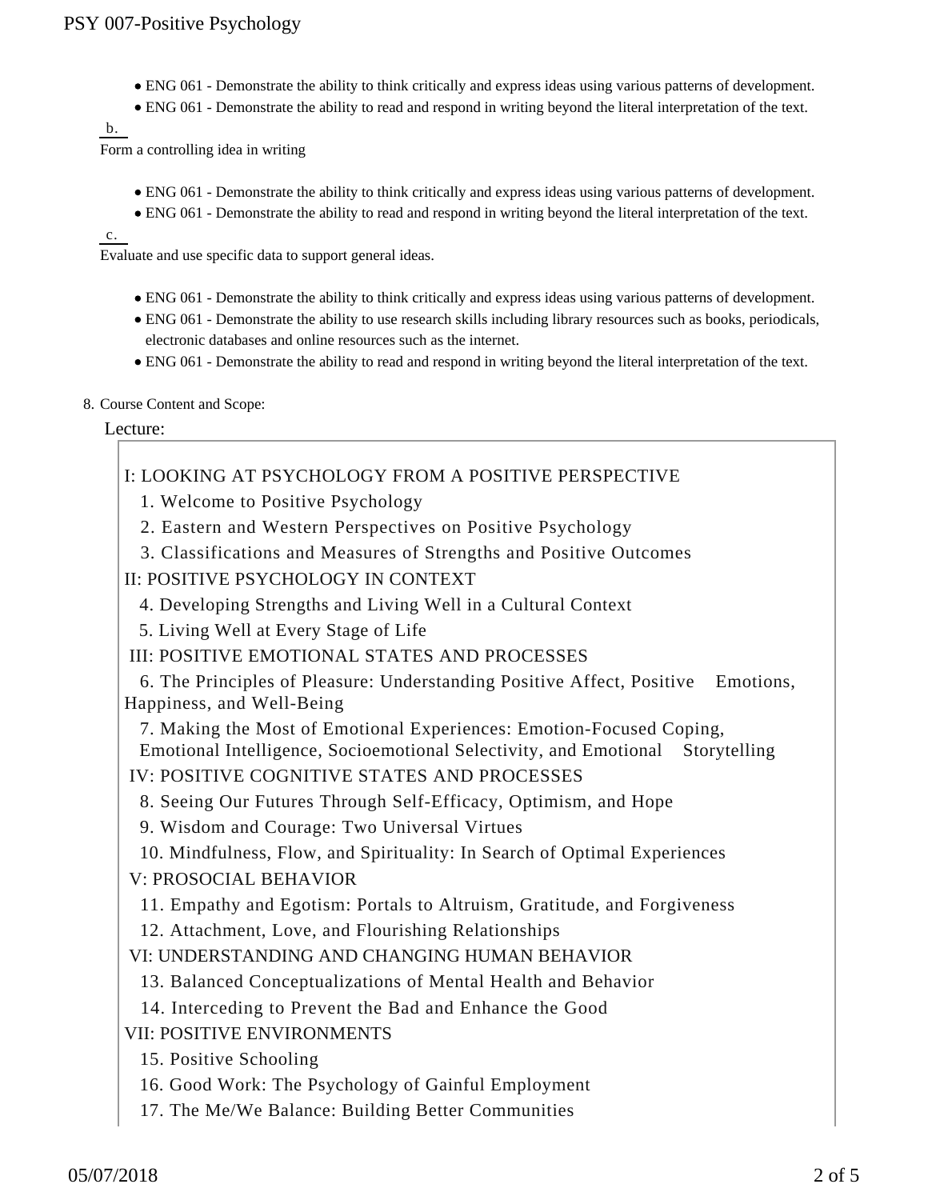- ENG 061 - Demonstrate the ability to think critically and express ideas using various patterns of development.
- ENG 061 - Demonstrate the ability to read and respond in writing beyond the literal interpretation of the text.

b.

Form a controlling idea in writing

- ENG 061 - Demonstrate the ability to think critically and express ideas using various patterns of development.
- ENG 061 - Demonstrate the ability to read and respond in writing beyond the literal interpretation of the text.

c.

Evaluate and use specific data to support general ideas.

- ENG 061 - Demonstrate the ability to think critically and express ideas using various patterns of development.
- ENG 061 - Demonstrate the ability to use research skills including library resources such as books, periodicals, electronic databases and online resources such as the internet.
- ENG 061 - Demonstrate the ability to read and respond in writing beyond the literal interpretation of the text.

8. Course Content and Scope:

Lecture:

I: LOOKING AT PSYCHOLOGY FROM A POSITIVE PERSPECTIVE

1. Welcome to Positive Psychology
2. Eastern and Western Perspectives on Positive Psychology
3. Classifications and Measures of Strengths and Positive Outcomes

II: POSITIVE PSYCHOLOGY IN CONTEXT

4. Developing Strengths and Living Well in a Cultural Context
5. Living Well at Every Stage of Life

III: POSITIVE EMOTIONAL STATES AND PROCESSES

6. The Principles of Pleasure: Understanding Positive Affect, Positive Emotions, Happiness, and Well-Being
7. Making the Most of Emotional Experiences: Emotion-Focused Coping, Emotional Intelligence, Socioemotional Selectivity, and Emotional Storytelling

IV: POSITIVE COGNITIVE STATES AND PROCESSES

8. Seeing Our Futures Through Self-Efficacy, Optimism, and Hope
9. Wisdom and Courage: Two Universal Virtues
10. Mindfulness, Flow, and Spirituality: In Search of Optimal Experiences

V: PROSOCIAL BEHAVIOR

11. Empathy and Egotism: Portals to Altruism, Gratitude, and Forgiveness
12. Attachment, Love, and Flourishing Relationships

VI: UNDERSTANDING AND CHANGING HUMAN BEHAVIOR

13. Balanced Conceptualizations of Mental Health and Behavior
14. Interceding to Prevent the Bad and Enhance the Good

VII: POSITIVE ENVIRONMENTS

15. Positive Schooling
16. Good Work: The Psychology of Gainful Employment
17. The Me/We Balance: Building Better Communities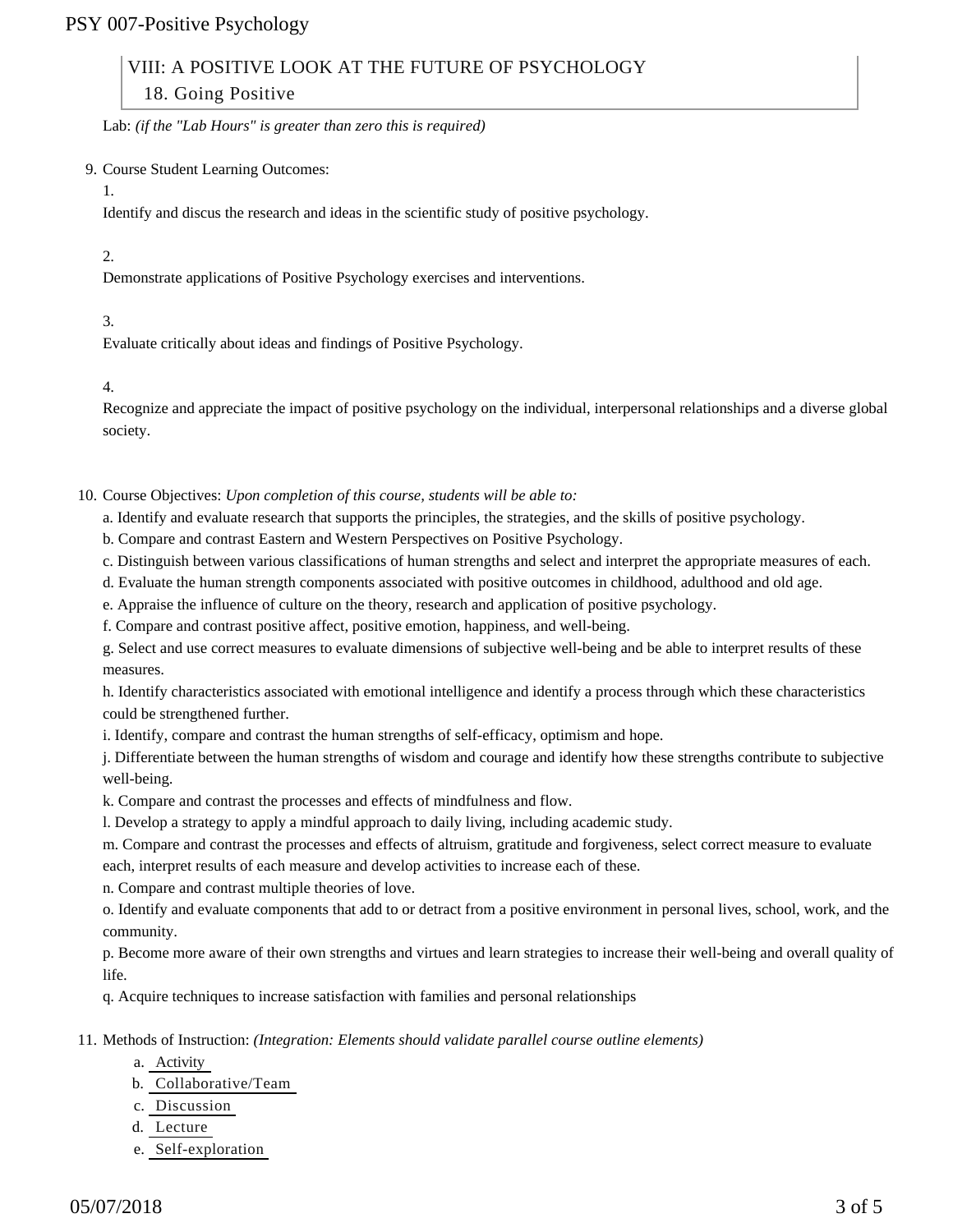VIII: A POSITIVE LOOK AT THE FUTURE OF PSYCHOLOGY
18. Going Positive

Lab: *(if the "Lab Hours" is greater than zero this is required)*

9. Course Student Learning Outcomes:

1.

Identify and discus the research and ideas in the scientific study of positive psychology.

2.

Demonstrate applications of Positive Psychology exercises and interventions.

3.

Evaluate critically about ideas and findings of Positive Psychology.

4.

Recognize and appreciate the impact of positive psychology on the individual, interpersonal relationships and a diverse global society.

10. Course Objectives: *Upon completion of this course, students will be able to:*

a. Identify and evaluate research that supports the principles, the strategies, and the skills of positive psychology.

b. Compare and contrast Eastern and Western Perspectives on Positive Psychology.

c. Distinguish between various classifications of human strengths and select and interpret the appropriate measures of each.

d. Evaluate the human strength components associated with positive outcomes in childhood, adulthood and old age.

e. Appraise the influence of culture on the theory, research and application of positive psychology.

f. Compare and contrast positive affect, positive emotion, happiness, and well-being.

g. Select and use correct measures to evaluate dimensions of subjective well-being and be able to interpret results of these measures.

h. Identify characteristics associated with emotional intelligence and identify a process through which these characteristics could be strengthened further.

i. Identify, compare and contrast the human strengths of self-efficacy, optimism and hope.

j. Differentiate between the human strengths of wisdom and courage and identify how these strengths contribute to subjective well-being.

k. Compare and contrast the processes and effects of mindfulness and flow.

l. Develop a strategy to apply a mindful approach to daily living, including academic study.

m. Compare and contrast the processes and effects of altruism, gratitude and forgiveness, select correct measure to evaluate each, interpret results of each measure and develop activities to increase each of these.

n. Compare and contrast multiple theories of love.

o. Identify and evaluate components that add to or detract from a positive environment in personal lives, school, work, and the community.

p. Become more aware of their own strengths and virtues and learn strategies to increase their well-being and overall quality of life.

q. Acquire techniques to increase satisfaction with families and personal relationships

11. Methods of Instruction: *(Integration: Elements should validate parallel course outline elements)*

a. Activity
b. Collaborative/Team
c. Discussion
d. Lecture
e. Self-exploration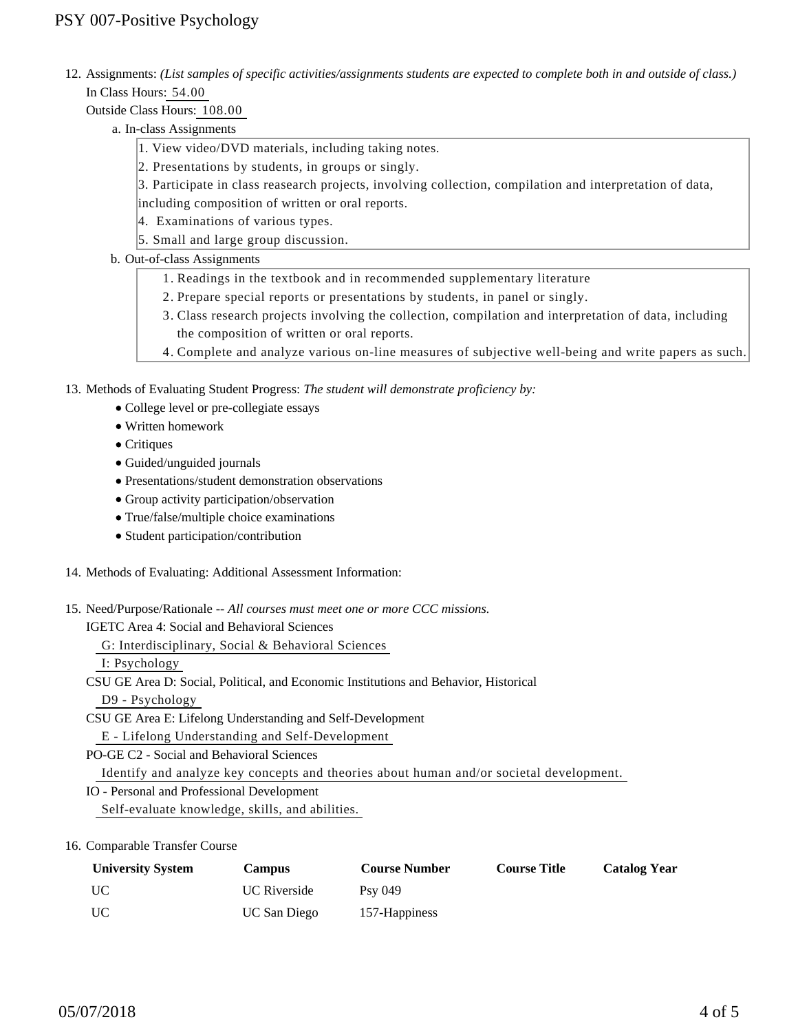12. Assignments: *(List samples of specific activities/assignments students are expected to complete both in and outside of class.)*
    In Class Hours: 54.00
    Outside Class Hours: 108.00

    a. In-class Assignments

    1. View video/DVD materials, including taking notes.
    2. Presentations by students, in groups or singly.
    3. Participate in class reasearch projects, involving collection, compilation and interpretation of data, including composition of written or oral reports.
    4. Examinations of various types.
    5. Small and large group discussion.

    b. Out-of-class Assignments

    1. Readings in the textbook and in recommended supplementary literature
    2. Prepare special reports or presentations by students, in panel or singly.
    3. Class research projects involving the collection, compilation and interpretation of data, including the composition of written or oral reports.
    4. Complete and analyze various on-line measures of subjective well-being and write papers as such.

13. Methods of Evaluating Student Progress: *The student will demonstrate proficiency by:*
    - College level or pre-collegiate essays
    - Written homework
    - Critiques
    - Guided/unguided journals
    - Presentations/student demonstration observations
    - Group activity participation/observation
    - True/false/multiple choice examinations
    - Student participation/contribution

14. Methods of Evaluating: Additional Assessment Information:

15. Need/Purpose/Rationale -- *All courses must meet one or more CCC missions.*
    IGETC Area 4: Social and Behavioral Sciences
    G: Interdisciplinary, Social & Behavioral Sciences
    I: Psychology
    CSU GE Area D: Social, Political, and Economic Institutions and Behavior, Historical
    D9 - Psychology
    CSU GE Area E: Lifelong Understanding and Self-Development
    E - Lifelong Understanding and Self-Development
    PO-GE C2 - Social and Behavioral Sciences
    Identify and analyze key concepts and theories about human and/or societal development.
    IO - Personal and Professional Development
    Self-evaluate knowledge, skills, and abilities.

16. Comparable Transfer Course

| University System | Campus | Course Number | Course Title | Catalog Year |
|---|---|---|---|---|
| UC | UC Riverside | Psy 049 | | |
| UC | UC San Diego | 157-Happiness | | |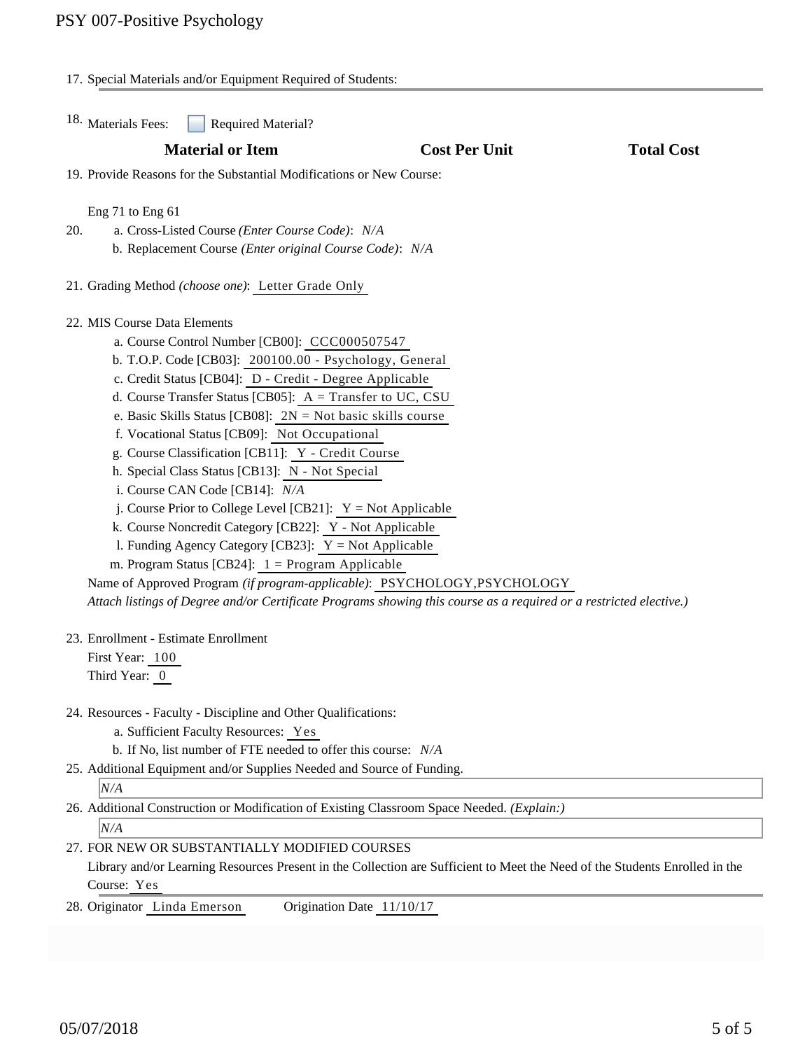17. Special Materials and/or Equipment Required of Students:

18. Materials Fees: ☐ Required Material?

| Material or Item | Cost Per Unit | Total Cost |
| --- | --- | --- |

19. Provide Reasons for the Substantial Modifications or New Course:

    Eng 71 to Eng 61

20. a. Cross-Listed Course *(Enter Course Code)*: *N/A*
    b. Replacement Course *(Enter original Course Code)*: *N/A*

21. Grading Method *(choose one)*: Letter Grade Only

22. MIS Course Data Elements
    a. Course Control Number [CB00]: CCC000507547
    b. T.O.P. Code [CB03]: 200100.00 - Psychology, General
    c. Credit Status [CB04]: D - Credit - Degree Applicable
    d. Course Transfer Status [CB05]: A = Transfer to UC, CSU
    e. Basic Skills Status [CB08]: 2N = Not basic skills course
    f. Vocational Status [CB09]: Not Occupational
    g. Course Classification [CB11]: Y - Credit Course
    h. Special Class Status [CB13]: N - Not Special
    i. Course CAN Code [CB14]: *N/A*
    j. Course Prior to College Level [CB21]: Y = Not Applicable
    k. Course Noncredit Category [CB22]: Y - Not Applicable
    l. Funding Agency Category [CB23]: Y = Not Applicable
    m. Program Status [CB24]: 1 = Program Applicable

    Name of Approved Program *(if program-applicable)*: PSYCHOLOGY,PSYCHOLOGY

    *Attach listings of Degree and/or Certificate Programs showing this course as a required or a restricted elective.)*

23. Enrollment - Estimate Enrollment
    First Year: 100
    Third Year: 0

24. Resources - Faculty - Discipline and Other Qualifications:
    a. Sufficient Faculty Resources: Yes
    b. If No, list number of FTE needed to offer this course: *N/A*

25. Additional Equipment and/or Supplies Needed and Source of Funding.

    *N/A*

26. Additional Construction or Modification of Existing Classroom Space Needed. *(Explain:)*

    *N/A*

27. FOR NEW OR SUBSTANTIALLY MODIFIED COURSES

    Library and/or Learning Resources Present in the Collection are Sufficient to Meet the Need of the Students Enrolled in the Course: Yes

28. Originator Linda Emerson Origination Date 11/10/17